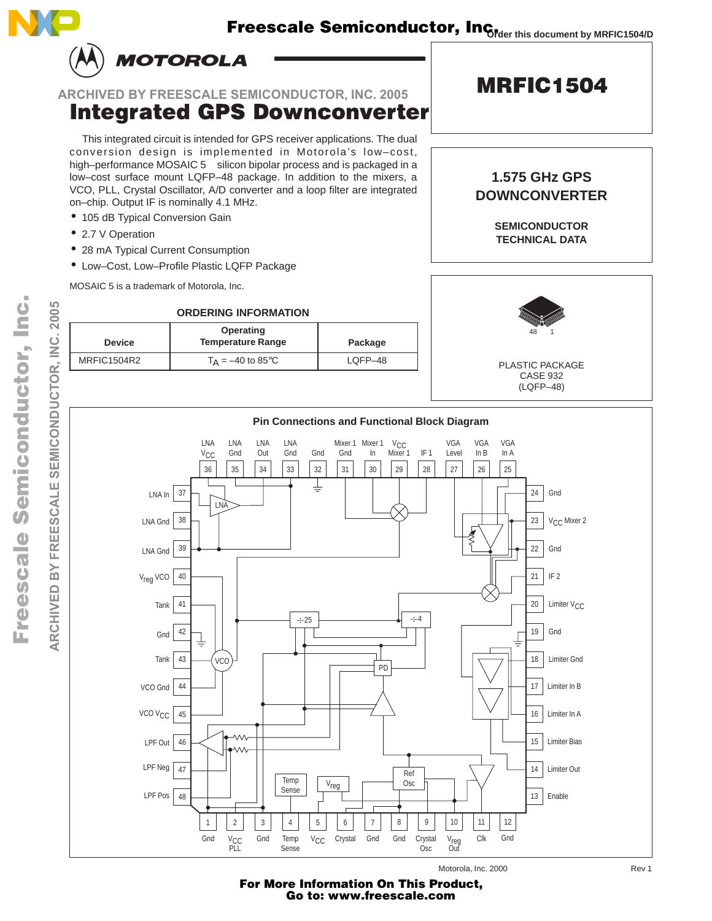Freescale Semiconductor, Inc.

Order this document by MRFIC1504/D

MOTOROLA

ARCHIVED BY FREESCALE SEMICONDUCTOR, INC. 2005

# Integrated GPS Downconverter

# MRFIC1504

This integrated circuit is intended for GPS receiver applications. The dual conversion design is implemented in Motorola's low–cost, high–performance MOSAIC 5 silicon bipolar process and is packaged in a low–cost surface mount LQFP–48 package. In addition to the mixers, a VCO, PLL, Crystal Oscillator, A/D converter and a loop filter are integrated on–chip. Output IF is nominally 4.1 MHz.

- 105 dB Typical Conversion Gain
- 2.7 V Operation
- 28 mA Typical Current Consumption
- Low–Cost, Low–Profile Plastic LQFP Package

MOSAIC 5 is a trademark of Motorola, Inc.

**1.575 GHz GPS DOWNCONVERTER**

**SEMICONDUCTOR TECHNICAL DATA**

48 1

PLASTIC PACKAGE
CASE 932
(LQFP–48)

## ORDERING INFORMATION

| Device | Operating Temperature Range | Package |
|---|---|---|
| MRFIC1504R2 | $T_A$ = –40 to 85°C | LQFP–48 |

## Pin Connections and Functional Block Diagram

LNA $V_{CC}$ 36, LNA Gnd 35, LNA Out 34, LNA Gnd 33, Gnd 32, Mixer 1 Gnd 31, Mixer 1 In 30, $V_{CC}$ Mixer 1 29, IF 1 28, VGA Level 27, VGA In B 26, VGA In A 25

LNA In 37, LNA Gnd 38, LNA Gnd 39, $V_{reg}$ VCO 40, Tank 41, Gnd 42, Tank 43, VCO Gnd 44, VCO $V_{CC}$ 45, LPF Out 46, LPF Neg 47, LPF Pos 48

Gnd 24, $V_{CC}$ Mixer 2 23, Gnd 22, IF 2 21, Limiter $V_{CC}$ 20, Gnd 19, Limiter Gnd 18, Limiter In B 17, Limiter In A 16, Limiter Bias 15, Limiter Out 14, Enable 13

Gnd 1, $V_{CC}$ PLL 2, Gnd 3, Temp Sense 4, $V_{CC}$ 5, Crystal 6, Gnd 7, Gnd 8, Crystal Osc 9, $V_{reg}$ Out 10, Clk 11, Gnd 12

LNA, ÷25, ÷4, VCO, PD, Temp Sense, $V_{reg}$, Ref Osc

Motorola, Inc. 2000 Rev 1

For More Information On This Product,
Go to: www.freescale.com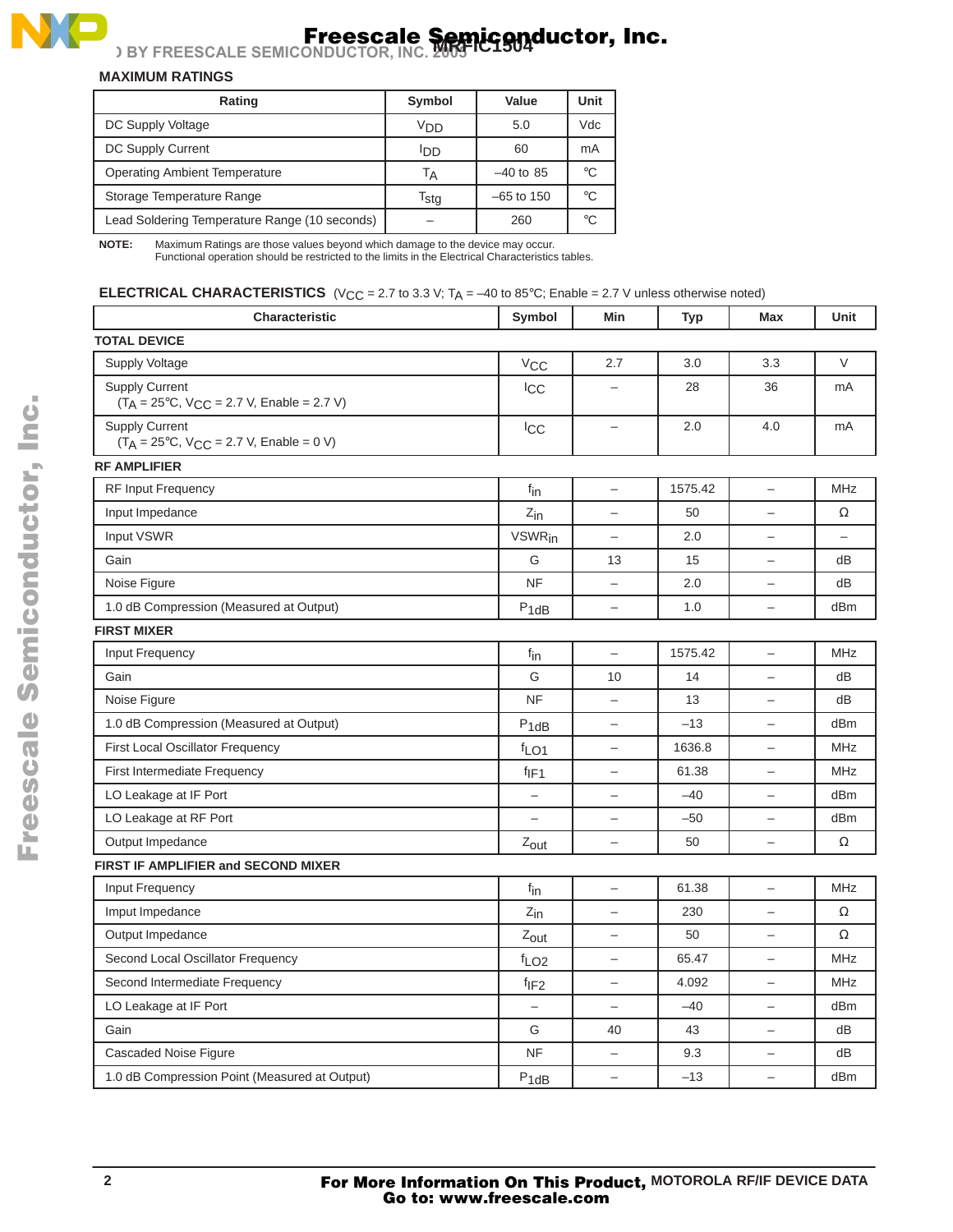## MAXIMUM RATINGS

| Rating | Symbol | Value | Unit |
|---|---|---|---|
| DC Supply Voltage | $V_{DD}$ | 5.0 | Vdc |
| DC Supply Current | $I_{DD}$ | 60 | mA |
| Operating Ambient Temperature | $T_A$ | –40 to 85 | °C |
| Storage Temperature Range | $T_{stg}$ | –65 to 150 | °C |
| Lead Soldering Temperature Range (10 seconds) | – | 260 | °C |

**NOTE:** Maximum Ratings are those values beyond which damage to the device may occur. Functional operation should be restricted to the limits in the Electrical Characteristics tables.

## ELECTRICAL CHARACTERISTICS ($V_{CC}$ = 2.7 to 3.3 V; $T_A$ = –40 to 85°C; Enable = 2.7 V unless otherwise noted)

| Characteristic | Symbol | Min | Typ | Max | Unit |
|---|---|---|---|---|---|
| **TOTAL DEVICE** | | | | | |
| Supply Voltage | $V_{CC}$ | 2.7 | 3.0 | 3.3 | V |
| Supply Current ($T_A$ = 25°C, $V_{CC}$ = 2.7 V, Enable = 2.7 V) | $I_{CC}$ | – | 28 | 36 | mA |
| Supply Current ($T_A$ = 25°C, $V_{CC}$ = 2.7 V, Enable = 0 V) | $I_{CC}$ | – | 2.0 | 4.0 | mA |
| **RF AMPLIFIER** | | | | | |
| RF Input Frequency | $f_{in}$ | – | 1575.42 | – | MHz |
| Input Impedance | $Z_{in}$ | – | 50 | – | Ω |
| Input VSWR | $VSWR_{in}$ | – | 2.0 | – | – |
| Gain | G | 13 | 15 | – | dB |
| Noise Figure | NF | – | 2.0 | – | dB |
| 1.0 dB Compression (Measured at Output) | $P_{1dB}$ | – | 1.0 | – | dBm |
| **FIRST MIXER** | | | | | |
| Input Frequency | $f_{in}$ | – | 1575.42 | – | MHz |
| Gain | G | 10 | 14 | – | dB |
| Noise Figure | NF | – | 13 | – | dB |
| 1.0 dB Compression (Measured at Output) | $P_{1dB}$ | – | –13 | – | dBm |
| First Local Oscillator Frequency | $f_{LO1}$ | – | 1636.8 | – | MHz |
| First Intermediate Frequency | $f_{IF1}$ | – | 61.38 | – | MHz |
| LO Leakage at IF Port | – | – | –40 | – | dBm |
| LO Leakage at RF Port | – | – | –50 | – | dBm |
| Output Impedance | $Z_{out}$ | – | 50 | – | Ω |
| **FIRST IF AMPLIFIER and SECOND MIXER** | | | | | |
| Input Frequency | $f_{in}$ | – | 61.38 | – | MHz |
| Imput Impedance | $Z_{in}$ | – | 230 | – | Ω |
| Output Impedance | $Z_{out}$ | – | 50 | – | Ω |
| Second Local Oscillator Frequency | $f_{LO2}$ | – | 65.47 | – | MHz |
| Second Intermediate Frequency | $f_{IF2}$ | – | 4.092 | – | MHz |
| LO Leakage at IF Port | – | – | –40 | – | dBm |
| Gain | G | 40 | 43 | – | dB |
| Cascaded Noise Figure | NF | – | 9.3 | – | dB |
| 1.0 dB Compression Point (Measured at Output) | $P_{1dB}$ | – | –13 | – | dBm |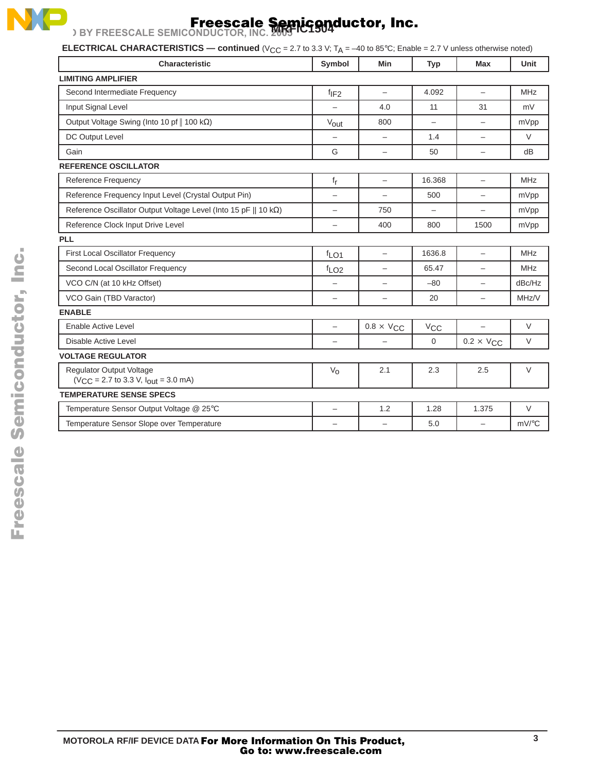**ELECTRICAL CHARACTERISTICS — continued** ($V_{CC}$ = 2.7 to 3.3 V; $T_A$ = –40 to 85°C; Enable = 2.7 V unless otherwise noted)

| Characteristic | Symbol | Min | Typ | Max | Unit |
|---|---|---|---|---|---|
| **LIMITING AMPLIFIER** | | | | | |
| Second Intermediate Frequency | $f_{IF2}$ | – | 4.092 | – | MHz |
| Input Signal Level | – | 4.0 | 11 | 31 | mV |
| Output Voltage Swing (Into 10 pf ‖ 100 kΩ) | $V_{out}$ | 800 | – | – | mVpp |
| DC Output Level | – | – | 1.4 | – | V |
| Gain | G | – | 50 | – | dB |
| **REFERENCE OSCILLATOR** | | | | | |
| Reference Frequency | $f_r$ | – | 16.368 | – | MHz |
| Reference Frequency Input Level (Crystal Output Pin) | – | – | 500 | – | mVpp |
| Reference Oscillator Output Voltage Level (Into 15 pF ‖ 10 kΩ) | – | 750 | – | – | mVpp |
| Reference Clock Input Drive Level | – | 400 | 800 | 1500 | mVpp |
| **PLL** | | | | | |
| First Local Oscillator Frequency | $f_{LO1}$ | – | 1636.8 | – | MHz |
| Second Local Oscillator Frequency | $f_{LO2}$ | – | 65.47 | – | MHz |
| VCO C/N (at 10 kHz Offset) | – | – | –80 | – | dBc/Hz |
| VCO Gain (TBD Varactor) | – | – | 20 | – | MHz/V |
| **ENABLE** | | | | | |
| Enable Active Level | – | $0.8 \times V_{CC}$ | $V_{CC}$ | – | V |
| Disable Active Level | – | – | 0 | $0.2 \times V_{CC}$ | V |
| **VOLTAGE REGULATOR** | | | | | |
| Regulator Output Voltage ($V_{CC}$ = 2.7 to 3.3 V, $I_{out}$ = 3.0 mA) | $V_o$ | 2.1 | 2.3 | 2.5 | V |
| **TEMPERATURE SENSE SPECS** | | | | | |
| Temperature Sensor Output Voltage @ 25°C | – | 1.2 | 1.28 | 1.375 | V |
| Temperature Sensor Slope over Temperature | – | – | 5.0 | – | mV/°C |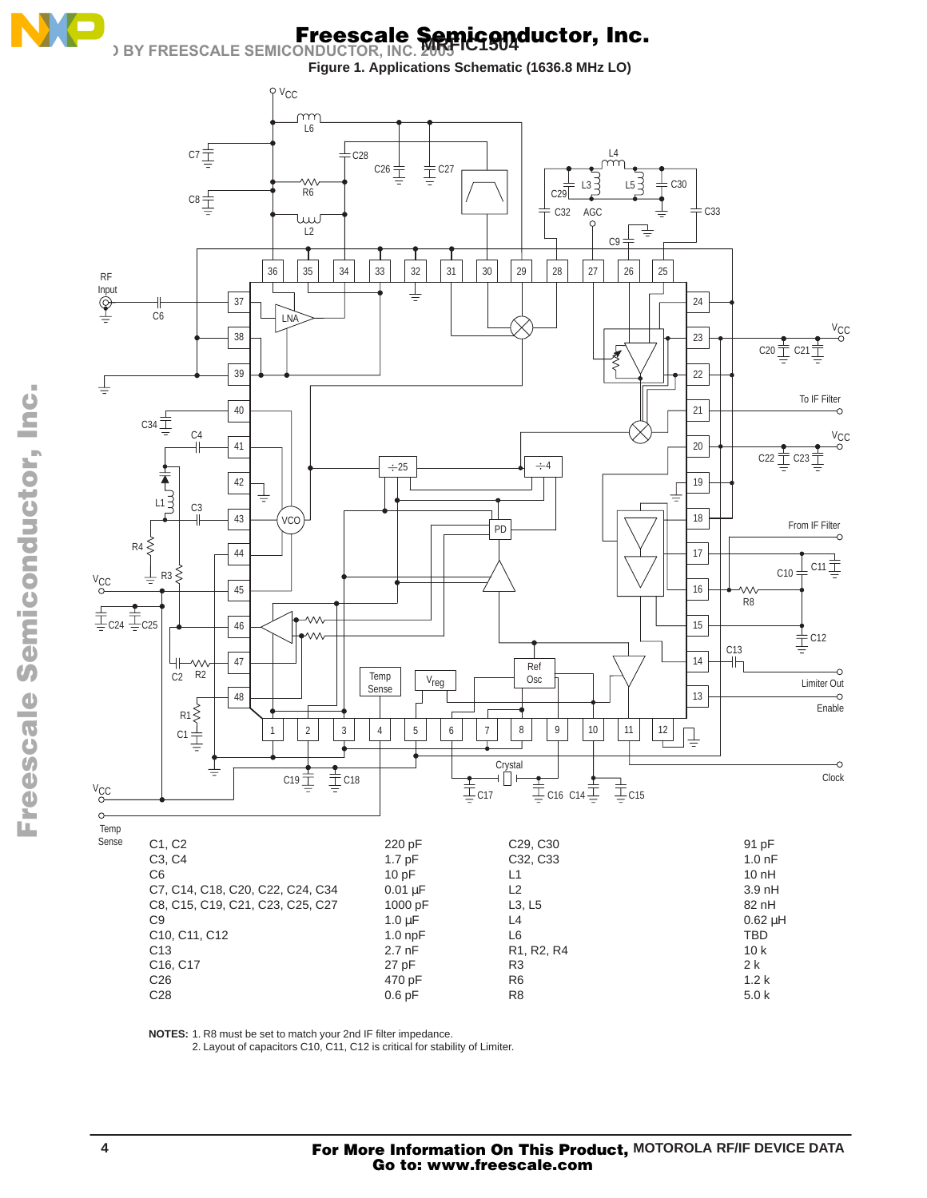Figure 1. Applications Schematic (1636.8 MHz LO)

| | | | |
|---|---|---|---|
| C1, C2 | 220 pF | C29, C30 | 91 pF |
| C3, C4 | 1.7 pF | C32, C33 | 1.0 nF |
| C6 | 10 pF | L1 | 10 nH |
| C7, C14, C18, C20, C22, C24, C34 | 0.01 µF | L2 | 3.9 nH |
| C8, C15, C19, C21, C23, C25, C27 | 1000 pF | L3, L5 | 82 nH |
| C9 | 1.0 µF | L4 | 0.62 µH |
| C10, C11, C12 | 1.0 npF | L6 | TBD |
| C13 | 2.7 nF | R1, R2, R4 | 10 k |
| C16, C17 | 27 pF | R3 | 2 k |
| C26 | 470 pF | R6 | 1.2 k |
| C28 | 0.6 pF | R8 | 5.0 k |

**NOTES:** 1. R8 must be set to match your 2nd IF filter impedance.
2. Layout of capacitors C10, C11, C12 is critical for stability of Limiter.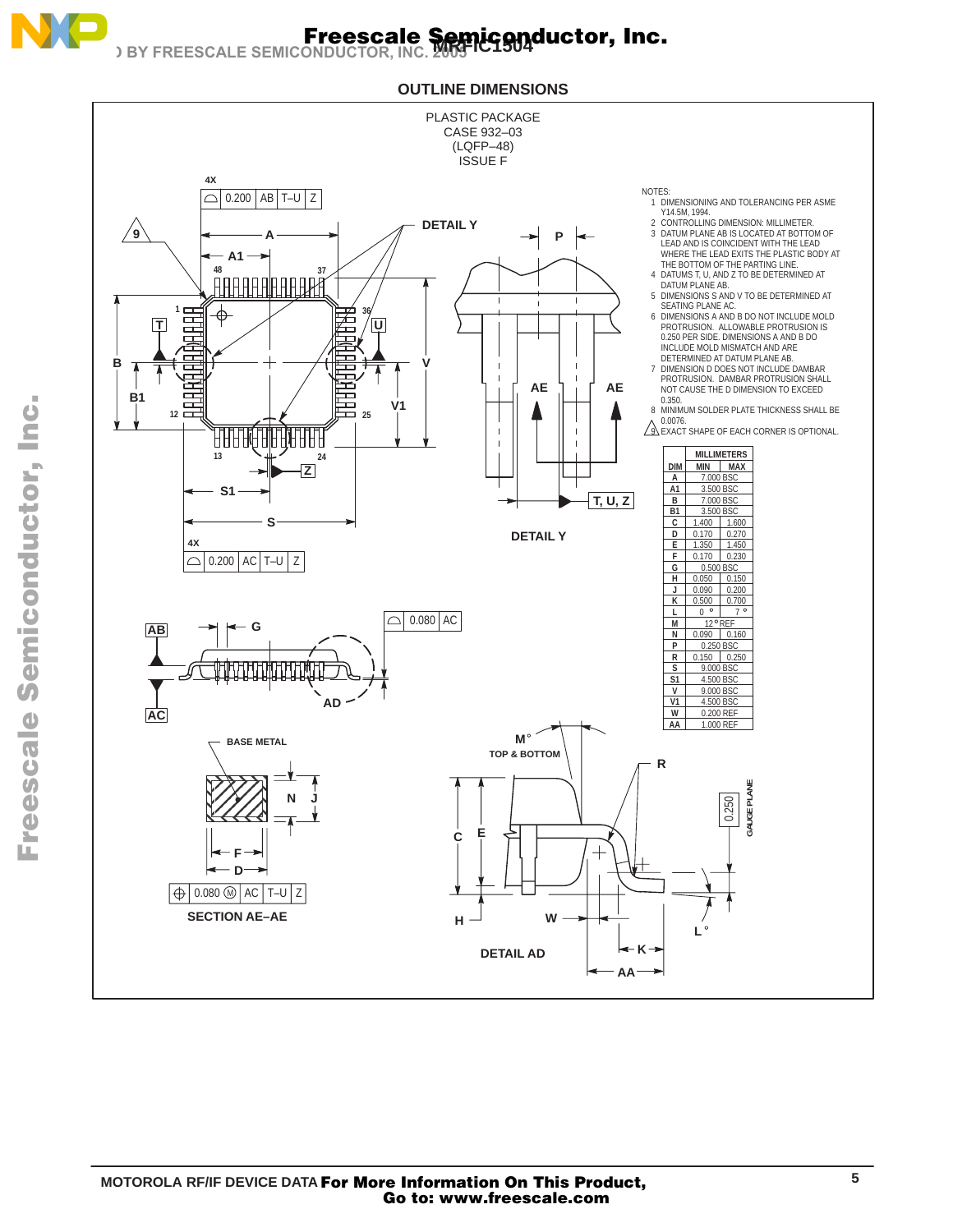## OUTLINE DIMENSIONS

PLASTIC PACKAGE
CASE 932–03
(LQFP–48)
ISSUE F

DETAIL Y

DETAIL AD

SECTION AE–AE

BASE METAL

TOP & BOTTOM

GAUGE PLANE

NOTES:
1. DIMENSIONING AND TOLERANCING PER ASME Y14.5M, 1994.
2. CONTROLLING DIMENSION: MILLIMETER.
3. DATUM PLANE AB IS LOCATED AT BOTTOM OF LEAD AND IS COINCIDENT WITH THE LEAD WHERE THE LEAD EXITS THE PLASTIC BODY AT THE BOTTOM OF THE PARTING LINE.
4. DATUMS T, U, AND Z TO BE DETERMINED AT DATUM PLANE AB.
5. DIMENSIONS S AND V TO BE DETERMINED AT SEATING PLANE AC.
6. DIMENSIONS A AND B DO NOT INCLUDE MOLD PROTRUSION. ALLOWABLE PROTRUSION IS 0.250 PER SIDE. DIMENSIONS A AND B DO INCLUDE MOLD MISMATCH AND ARE DETERMINED AT DATUM PLANE AB.
7. DIMENSION D DOES NOT INCLUDE DAMBAR PROTRUSION. DAMBAR PROTRUSION SHALL NOT CAUSE THE D DIMENSION TO EXCEED 0.350.
8. MINIMUM SOLDER PLATE THICKNESS SHALL BE 0.0076.
9. EXACT SHAPE OF EACH CORNER IS OPTIONAL.

| DIM | MILLIMETERS MIN | MILLIMETERS MAX |
|---|---|---|
| A | 7.000 BSC | |
| A1 | 3.500 BSC | |
| B | 7.000 BSC | |
| B1 | 3.500 BSC | |
| C | 1.400 | 1.600 |
| D | 0.170 | 0.270 |
| E | 1.350 | 1.450 |
| F | 0.170 | 0.230 |
| G | 0.500 BSC | |
| H | 0.050 | 0.150 |
| J | 0.090 | 0.200 |
| K | 0.500 | 0.700 |
| L | 0 ° | 7 ° |
| M | 12 ° REF | |
| N | 0.090 | 0.160 |
| P | 0.250 BSC | |
| R | 0.150 | 0.250 |
| S | 9.000 BSC | |
| S1 | 4.500 BSC | |
| V | 9.000 BSC | |
| V1 | 4.500 BSC | |
| W | 0.200 REF | |
| AA | 1.000 REF | |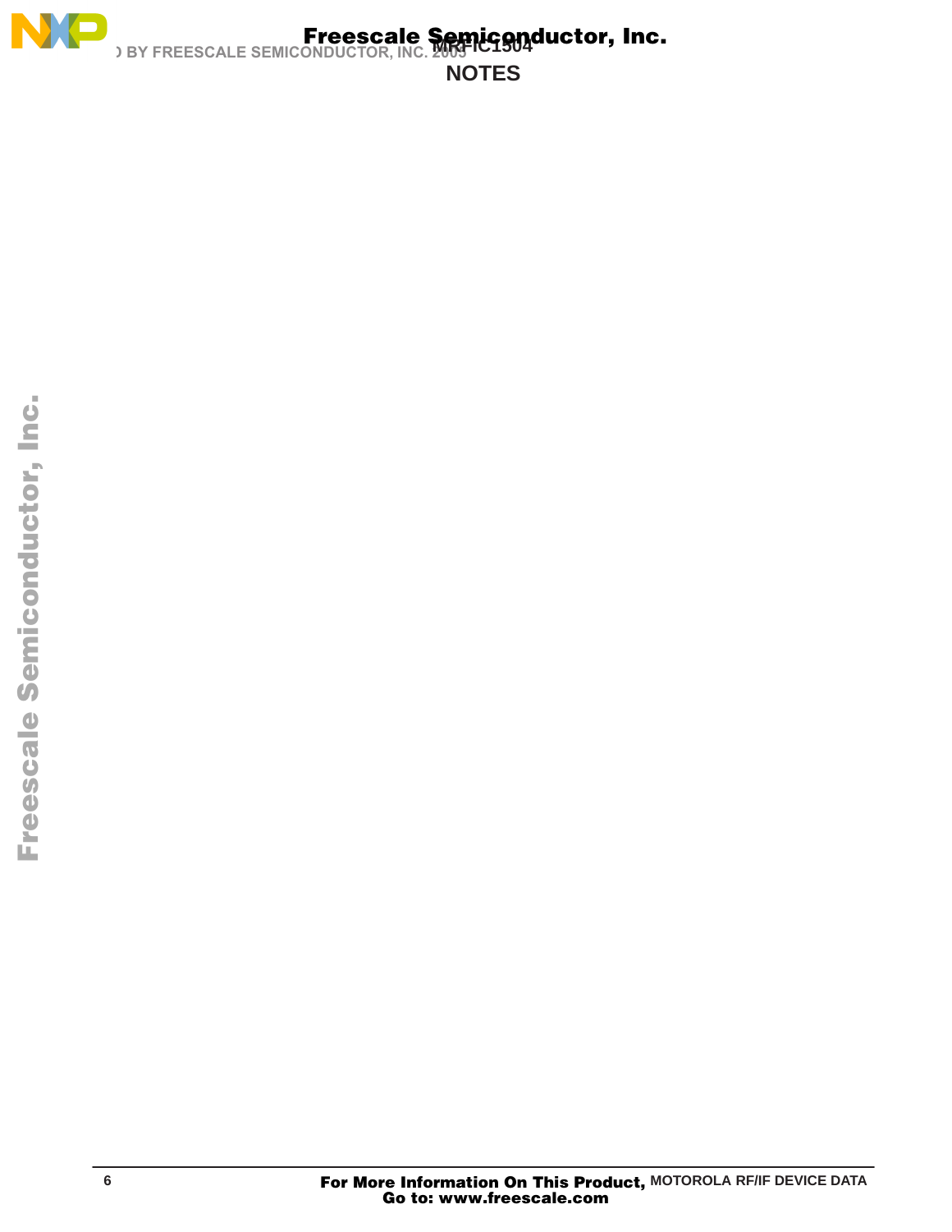# NOTES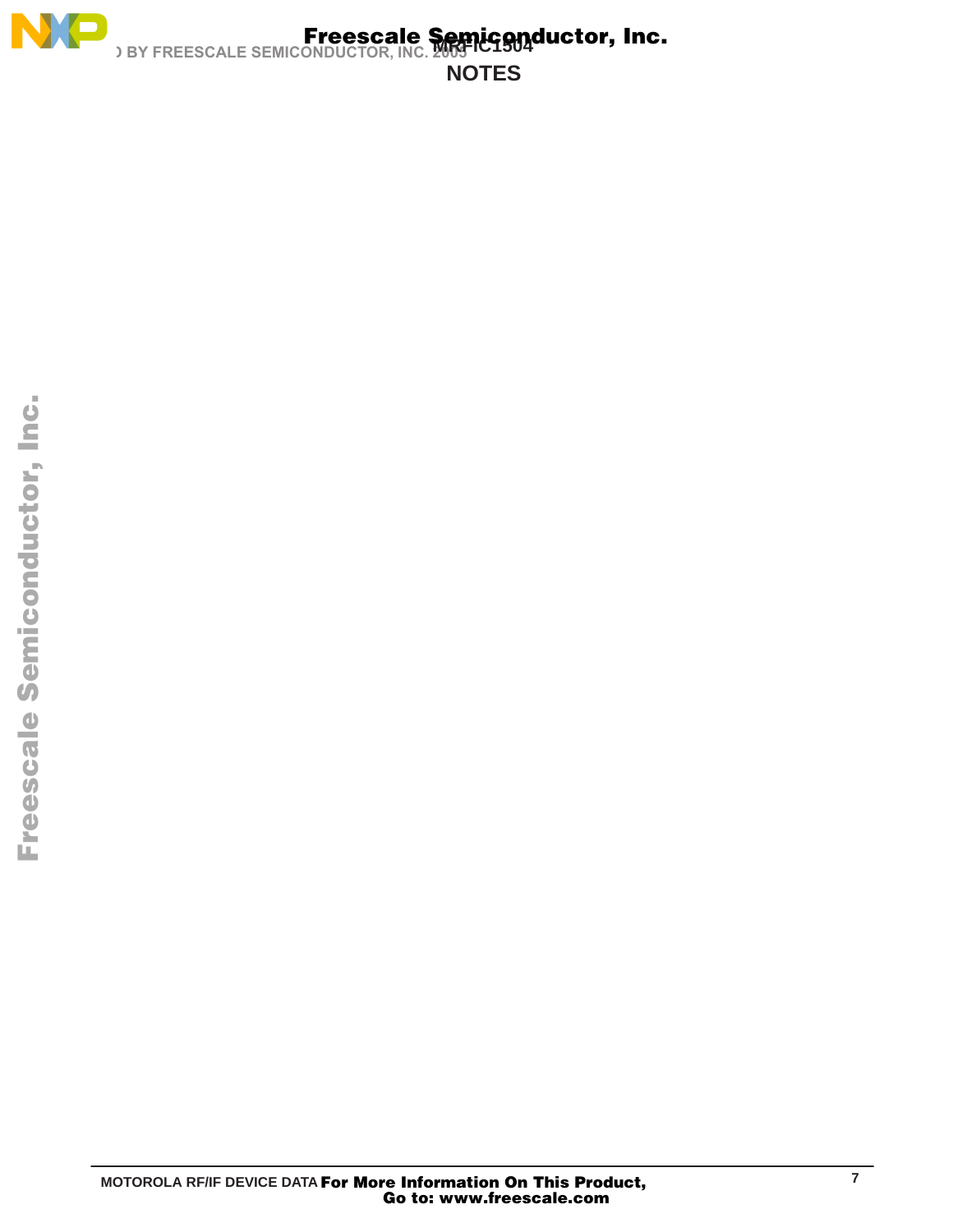## NOTES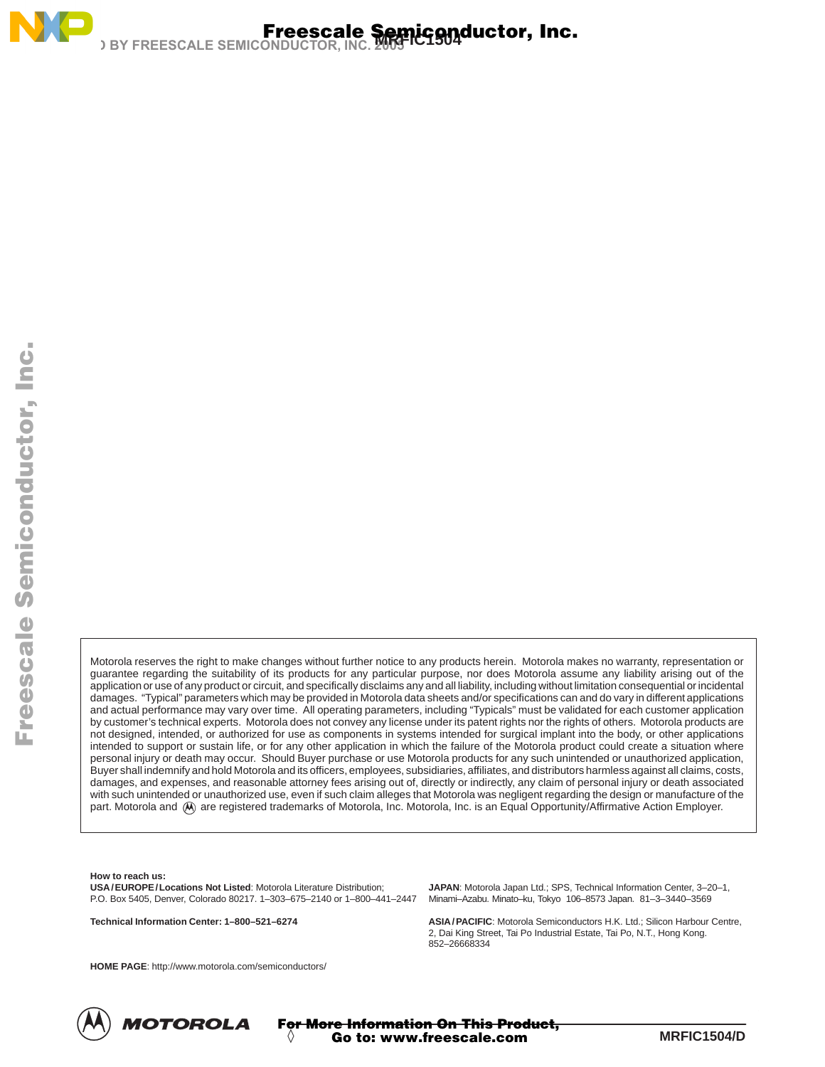Motorola reserves the right to make changes without further notice to any products herein. Motorola makes no warranty, representation or guarantee regarding the suitability of its products for any particular purpose, nor does Motorola assume any liability arising out of the application or use of any product or circuit, and specifically disclaims any and all liability, including without limitation consequential or incidental damages. "Typical" parameters which may be provided in Motorola data sheets and/or specifications can and do vary in different applications and actual performance may vary over time. All operating parameters, including "Typicals" must be validated for each customer application by customer's technical experts. Motorola does not convey any license under its patent rights nor the rights of others. Motorola products are not designed, intended, or authorized for use as components in systems intended for surgical implant into the body, or other applications intended to support or sustain life, or for any other application in which the failure of the Motorola product could create a situation where personal injury or death may occur. Should Buyer purchase or use Motorola products for any such unintended or unauthorized application, Buyer shall indemnify and hold Motorola and its officers, employees, subsidiaries, affiliates, and distributors harmless against all claims, costs, damages, and expenses, and reasonable attorney fees arising out of, directly or indirectly, any claim of personal injury or death associated with such unintended or unauthorized use, even if such claim alleges that Motorola was negligent regarding the design or manufacture of the part. Motorola and Ⓜ are registered trademarks of Motorola, Inc. Motorola, Inc. is an Equal Opportunity/Affirmative Action Employer.

**How to reach us:**

**USA/EUROPE/Locations Not Listed**: Motorola Literature Distribution; P.O. Box 5405, Denver, Colorado 80217. 1–303–675–2140 or 1–800–441–2447

**JAPAN**: Motorola Japan Ltd.; SPS, Technical Information Center, 3–20–1, Minami–Azabu. Minato–ku, Tokyo 106–8573 Japan. 81–3–3440–3569

**Technical Information Center: 1–800–521–6274**

**ASIA/PACIFIC**: Motorola Semiconductors H.K. Ltd.; Silicon Harbour Centre, 2, Dai King Street, Tai Po Industrial Estate, Tai Po, N.T., Hong Kong. 852–26668334

**HOME PAGE**: http://www.motorola.com/semiconductors/

**MOTOROLA**

**For More Information On This Product, Go to: www.freescale.com**

**MRFIC1504/D**